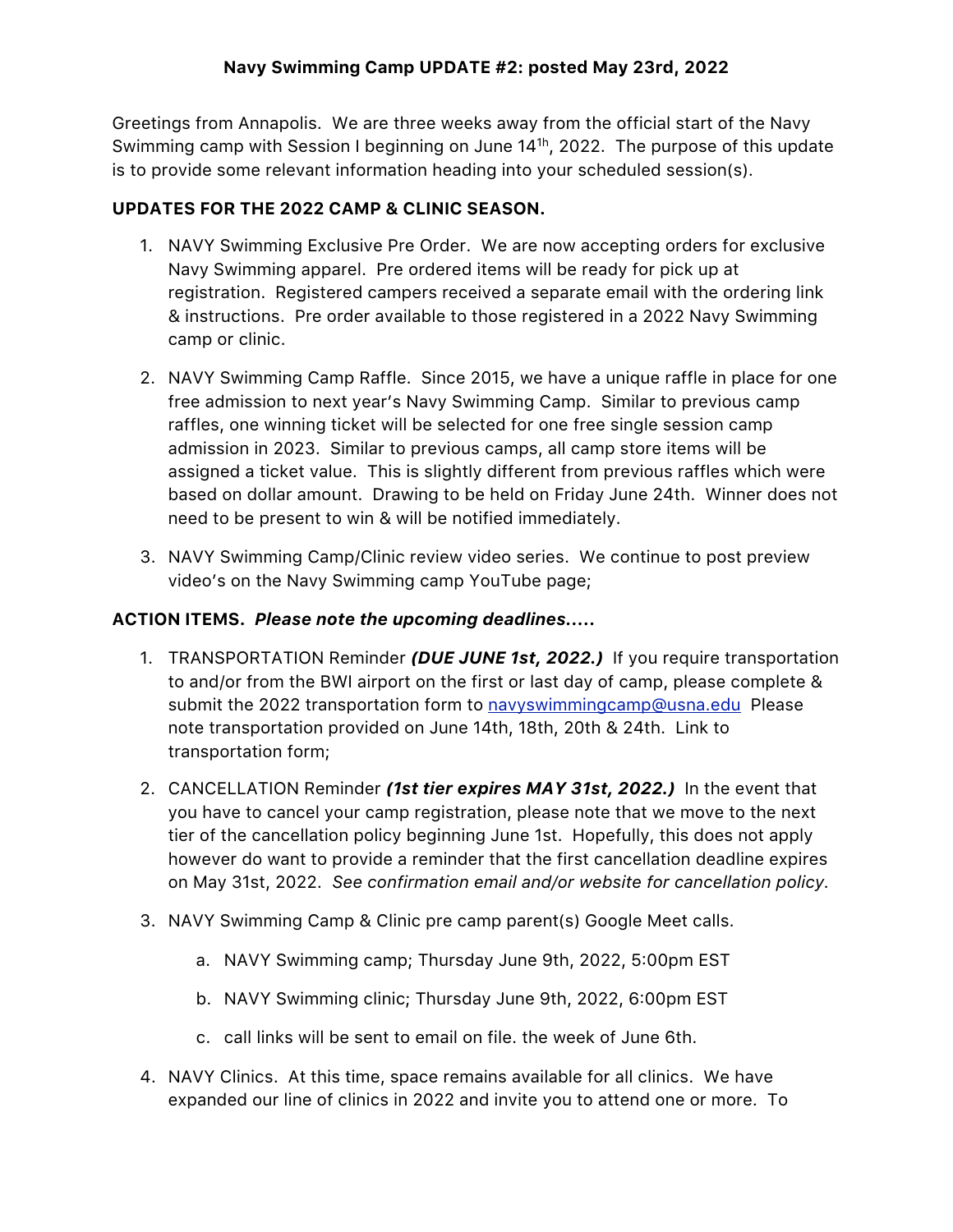**Navy Swimming Camp UPDATE #2: posted May 23rd, 2022**

Greetings from Annapolis. We are three weeks away from the official start of the Navy Swimming camp with Session I beginning on June 14th, 2022. The purpose of this update is to provide some relevant information heading into your scheduled session(s).

**UPDATES FOR THE 2022 CAMP & CLINIC SEASON.**

1. NAVY Swimming Exclusive Pre Order. We are now accepting orders for exclusive Navy Swimming apparel. Pre ordered items will be ready for pick up at registration. Registered campers received a separate email with the ordering link & instructions. Pre order available to those registered in a 2022 Navy Swimming camp or clinic.

2. NAVY Swimming Camp Raffle. Since 2015, we have a unique raffle in place for one free admission to next year's Navy Swimming Camp. Similar to previous camp raffles, one winning ticket will be selected for one free single session camp admission in 2023. Similar to previous camps, all camp store items will be assigned a ticket value. This is slightly different from previous raffles which were based on dollar amount. Drawing to be held on Friday June 24th. Winner does not need to be present to win & will be notified immediately.

3. NAVY Swimming Camp/Clinic review video series. We continue to post preview video's on the Navy Swimming camp YouTube page;

**ACTION ITEMS.** ***Please note the upcoming deadlines.....***

1. TRANSPORTATION Reminder ***(DUE JUNE 1st, 2022.)*** If you require transportation to and/or from the BWI airport on the first or last day of camp, please complete & submit the 2022 transportation form to navyswimmingcamp@usna.edu Please note transportation provided on June 14th, 18th, 20th & 24th. Link to transportation form;

2. CANCELLATION Reminder ***(1st tier expires MAY 31st, 2022.)*** In the event that you have to cancel your camp registration, please note that we move to the next tier of the cancellation policy beginning June 1st. Hopefully, this does not apply however do want to provide a reminder that the first cancellation deadline expires on May 31st, 2022. *See confirmation email and/or website for cancellation policy*.

3. NAVY Swimming Camp & Clinic pre camp parent(s) Google Meet calls.

   a. NAVY Swimming camp; Thursday June 9th, 2022, 5:00pm EST

   b. NAVY Swimming clinic; Thursday June 9th, 2022, 6:00pm EST

   c. call links will be sent to email on file. the week of June 6th.

4. NAVY Clinics. At this time, space remains available for all clinics. We have expanded our line of clinics in 2022 and invite you to attend one or more. To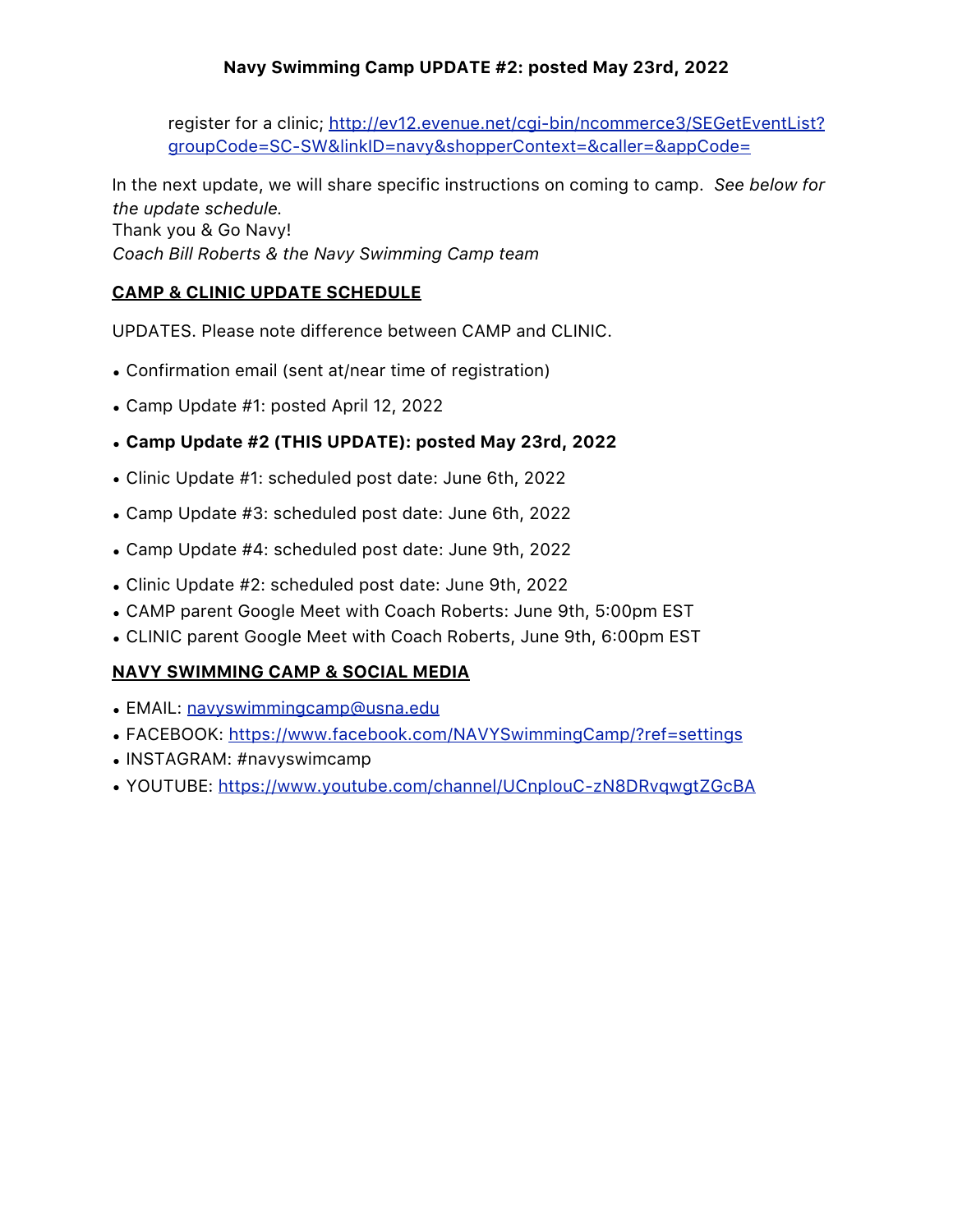register for a clinic; [http://ev12.evenue.net/cgi-bin/ncommerce3/SEGetEventList?groupCode=SC-SW&linkID=navy&shopperContext=&caller=&appCode=](http://ev12.evenue.net/cgi-bin/ncommerce3/SEGetEventList?groupCode=SC-SW&linkID=navy&shopperContext=&caller=&appCode=)

In the next update, we will share specific instructions on coming to camp. *See below for the update schedule.*
Thank you & Go Navy!
*Coach Bill Roberts & the Navy Swimming Camp team*

## CAMP & CLINIC UPDATE SCHEDULE

UPDATES. Please note difference between CAMP and CLINIC.

- Confirmation email (sent at/near time of registration)
- Camp Update #1: posted April 12, 2022
- **Camp Update #2 (THIS UPDATE): posted May 23rd, 2022**
- Clinic Update #1: scheduled post date: June 6th, 2022
- Camp Update #3: scheduled post date: June 6th, 2022
- Camp Update #4: scheduled post date: June 9th, 2022
- Clinic Update #2: scheduled post date: June 9th, 2022
- CAMP parent Google Meet with Coach Roberts: June 9th, 5:00pm EST
- CLINIC parent Google Meet with Coach Roberts, June 9th, 6:00pm EST

## NAVY SWIMMING CAMP & SOCIAL MEDIA

- EMAIL: [navyswimmingcamp@usna.edu](mailto:navyswimmingcamp@usna.edu)
- FACEBOOK: [https://www.facebook.com/NAVYSwimmingCamp/?ref=settings](https://www.facebook.com/NAVYSwimmingCamp/?ref=settings)
- INSTAGRAM: #navyswimcamp
- YOUTUBE: [https://www.youtube.com/channel/UCnplouC-zN8DRvqwgtZGcBA](https://www.youtube.com/channel/UCnplouC-zN8DRvqwgtZGcBA)